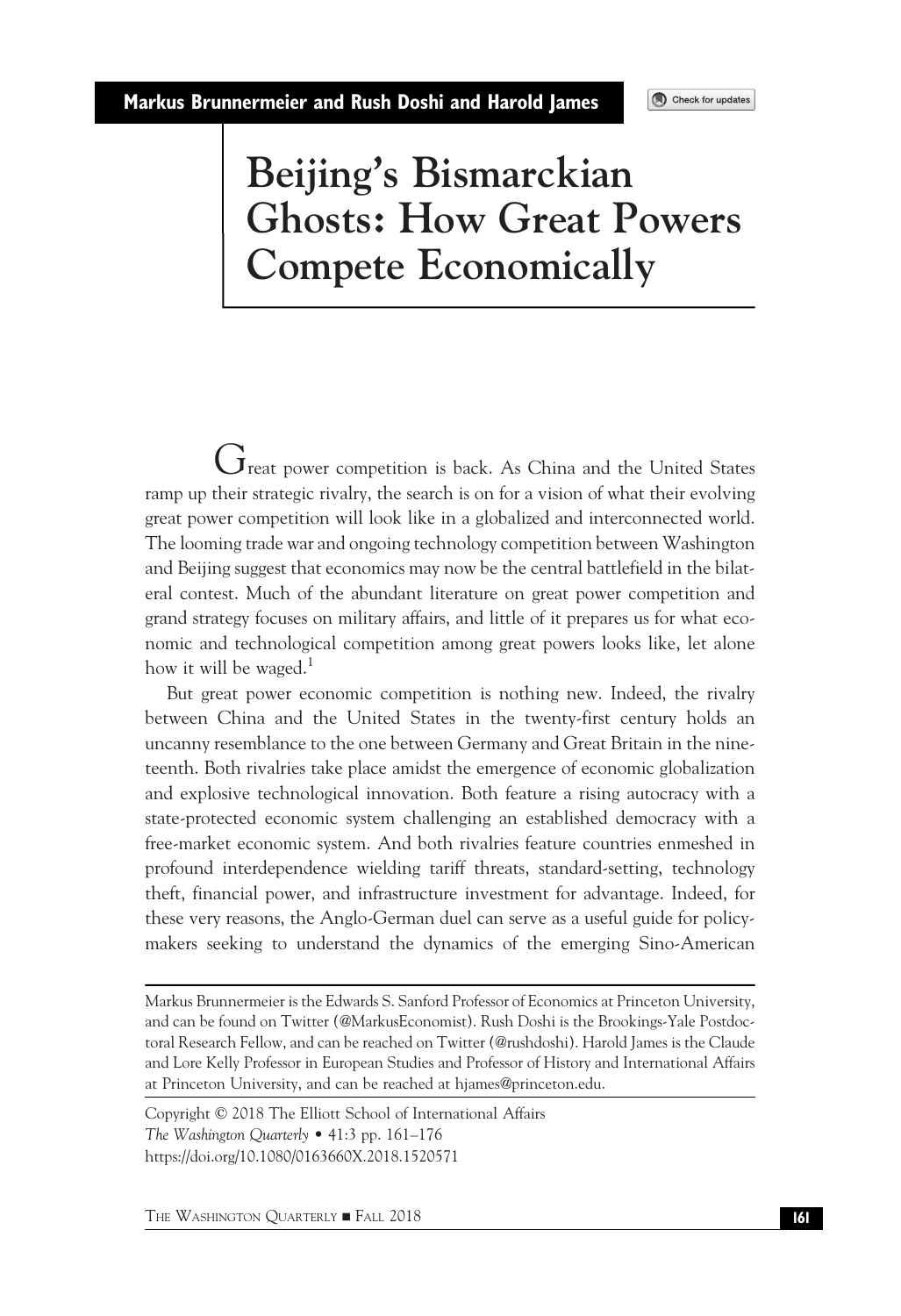**Markus Brunnermeier and Rush Doshi and Harold James**

# Beijing's Bismarckian Ghosts: How Great Powers Compete Economically

Great power competition is back. As China and the United States ramp up their strategic rivalry, the search is on for a vision of what their evolving great power competition will look like in a globalized and interconnected world. The looming trade war and ongoing technology competition between Washington and Beijing suggest that economics may now be the central battlefield in the bilateral contest. Much of the abundant literature on great power competition and grand strategy focuses on military affairs, and little of it prepares us for what economic and technological competition among great powers looks like, let alone how it will be waged.[1]

But great power economic competition is nothing new. Indeed, the rivalry between China and the United States in the twenty-first century holds an uncanny resemblance to the one between Germany and Great Britain in the nineteenth. Both rivalries take place amidst the emergence of economic globalization and explosive technological innovation. Both feature a rising autocracy with a state-protected economic system challenging an established democracy with a free-market economic system. And both rivalries feature countries enmeshed in profound interdependence wielding tariff threats, standard-setting, technology theft, financial power, and infrastructure investment for advantage. Indeed, for these very reasons, the Anglo-German duel can serve as a useful guide for policymakers seeking to understand the dynamics of the emerging Sino-American

---

Markus Brunnermeier is the Edwards S. Sanford Professor of Economics at Princeton University, and can be found on Twitter (@MarkusEconomist). Rush Doshi is the Brookings-Yale Postdoctoral Research Fellow, and can be reached on Twitter (@rushdoshi). Harold James is the Claude and Lore Kelly Professor in European Studies and Professor of History and International Affairs at Princeton University, and can be reached at hjames@princeton.edu.

Copyright © 2018 The Elliott School of International Affairs
*The Washington Quarterly* • 41:3 pp. 161–176
https://doi.org/10.1080/0163660X.2018.1520571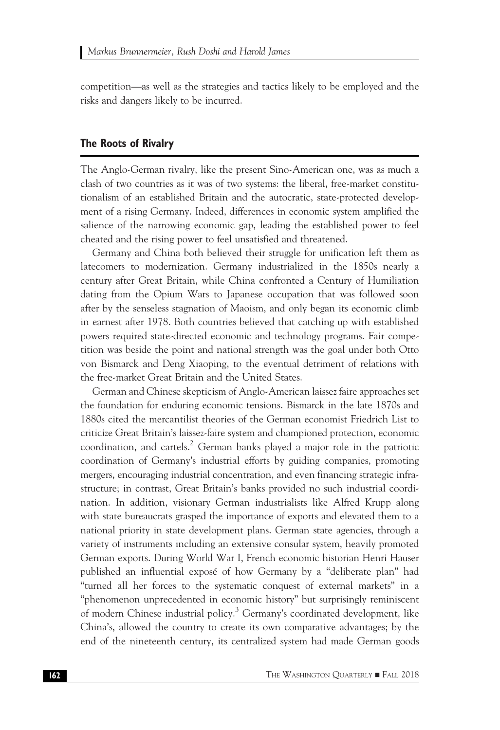competition—as well as the strategies and tactics likely to be employed and the risks and dangers likely to be incurred.

## The Roots of Rivalry

The Anglo-German rivalry, like the present Sino-American one, was as much a clash of two countries as it was of two systems: the liberal, free-market constitutionalism of an established Britain and the autocratic, state-protected development of a rising Germany. Indeed, differences in economic system amplified the salience of the narrowing economic gap, leading the established power to feel cheated and the rising power to feel unsatisfied and threatened.

Germany and China both believed their struggle for unification left them as latecomers to modernization. Germany industrialized in the 1850s nearly a century after Great Britain, while China confronted a Century of Humiliation dating from the Opium Wars to Japanese occupation that was followed soon after by the senseless stagnation of Maoism, and only began its economic climb in earnest after 1978. Both countries believed that catching up with established powers required state-directed economic and technology programs. Fair competition was beside the point and national strength was the goal under both Otto von Bismarck and Deng Xiaoping, to the eventual detriment of relations with the free-market Great Britain and the United States.

German and Chinese skepticism of Anglo-American laissez faire approaches set the foundation for enduring economic tensions. Bismarck in the late 1870s and 1880s cited the mercantilist theories of the German economist Friedrich List to criticize Great Britain's laissez-faire system and championed protection, economic coordination, and cartels.[2] German banks played a major role in the patriotic coordination of Germany's industrial efforts by guiding companies, promoting mergers, encouraging industrial concentration, and even financing strategic infrastructure; in contrast, Great Britain's banks provided no such industrial coordination. In addition, visionary German industrialists like Alfred Krupp along with state bureaucrats grasped the importance of exports and elevated them to a national priority in state development plans. German state agencies, through a variety of instruments including an extensive consular system, heavily promoted German exports. During World War I, French economic historian Henri Hauser published an influential exposé of how Germany by a "deliberate plan" had "turned all her forces to the systematic conquest of external markets" in a "phenomenon unprecedented in economic history" but surprisingly reminiscent of modern Chinese industrial policy.[3] Germany's coordinated development, like China's, allowed the country to create its own comparative advantages; by the end of the nineteenth century, its centralized system had made German goods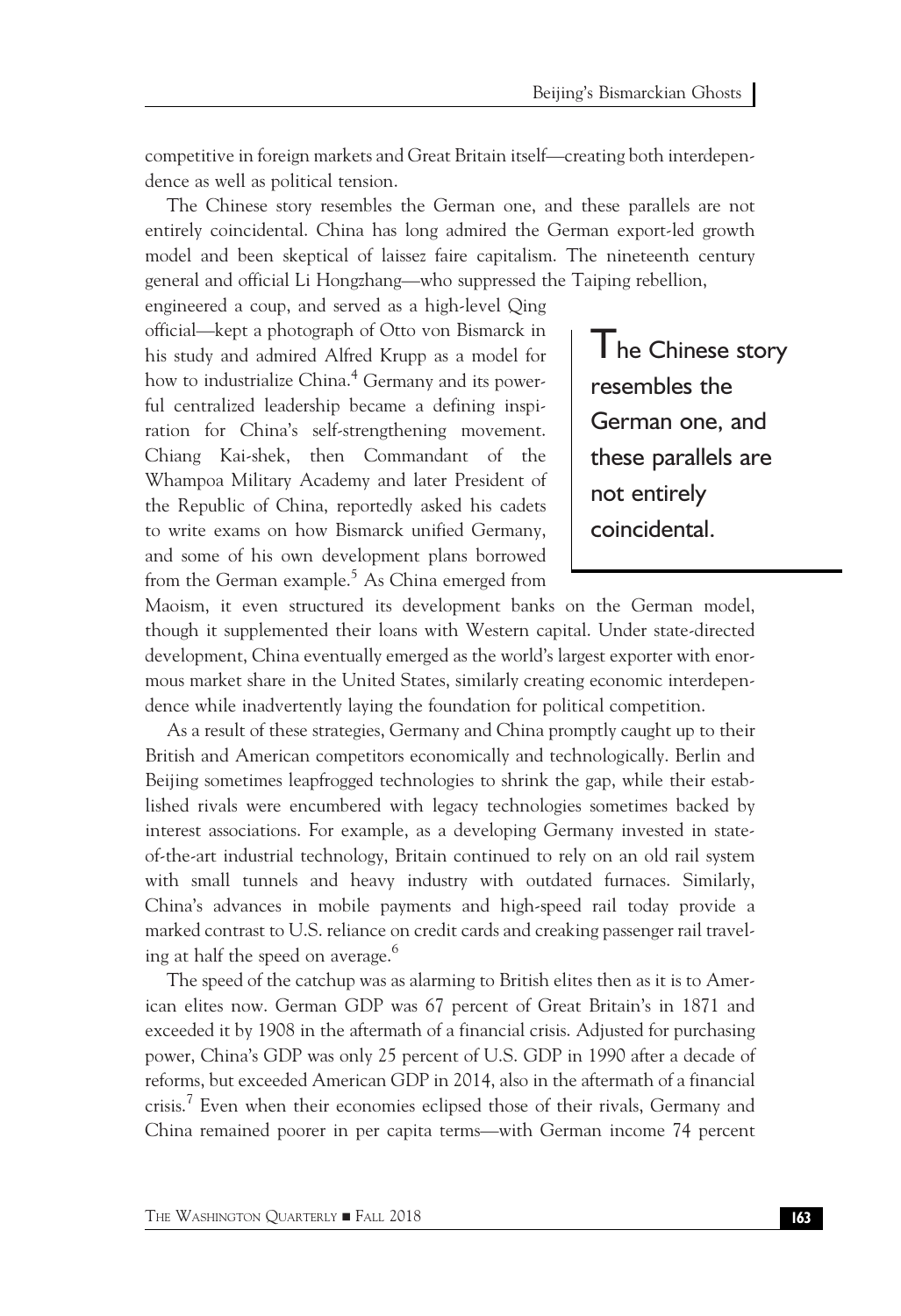competitive in foreign markets and Great Britain itself—creating both interdependence as well as political tension.

The Chinese story resembles the German one, and these parallels are not entirely coincidental. China has long admired the German export-led growth model and been skeptical of laissez faire capitalism. The nineteenth century general and official Li Hongzhang—who suppressed the Taiping rebellion, engineered a coup, and served as a high-level Qing official—kept a photograph of Otto von Bismarck in his study and admired Alfred Krupp as a model for how to industrialize China.[4] Germany and its powerful centralized leadership became a defining inspiration for China's self-strengthening movement. Chiang Kai-shek, then Commandant of the Whampoa Military Academy and later President of the Republic of China, reportedly asked his cadets to write exams on how Bismarck unified Germany, and some of his own development plans borrowed from the German example.[5] As China emerged from Maoism, it even structured its development banks on the German model, though it supplemented their loans with Western capital. Under state-directed development, China eventually emerged as the world's largest exporter with enormous market share in the United States, similarly creating economic interdependence while inadvertently laying the foundation for political competition.

> The Chinese story resembles the German one, and these parallels are not entirely coincidental.

As a result of these strategies, Germany and China promptly caught up to their British and American competitors economically and technologically. Berlin and Beijing sometimes leapfrogged technologies to shrink the gap, while their established rivals were encumbered with legacy technologies sometimes backed by interest associations. For example, as a developing Germany invested in state-of-the-art industrial technology, Britain continued to rely on an old rail system with small tunnels and heavy industry with outdated furnaces. Similarly, China's advances in mobile payments and high-speed rail today provide a marked contrast to U.S. reliance on credit cards and creaking passenger rail traveling at half the speed on average.[6]

The speed of the catchup was as alarming to British elites then as it is to American elites now. German GDP was 67 percent of Great Britain's in 1871 and exceeded it by 1908 in the aftermath of a financial crisis. Adjusted for purchasing power, China's GDP was only 25 percent of U.S. GDP in 1990 after a decade of reforms, but exceeded American GDP in 2014, also in the aftermath of a financial crisis.[7] Even when their economies eclipsed those of their rivals, Germany and China remained poorer in per capita terms—with German income 74 percent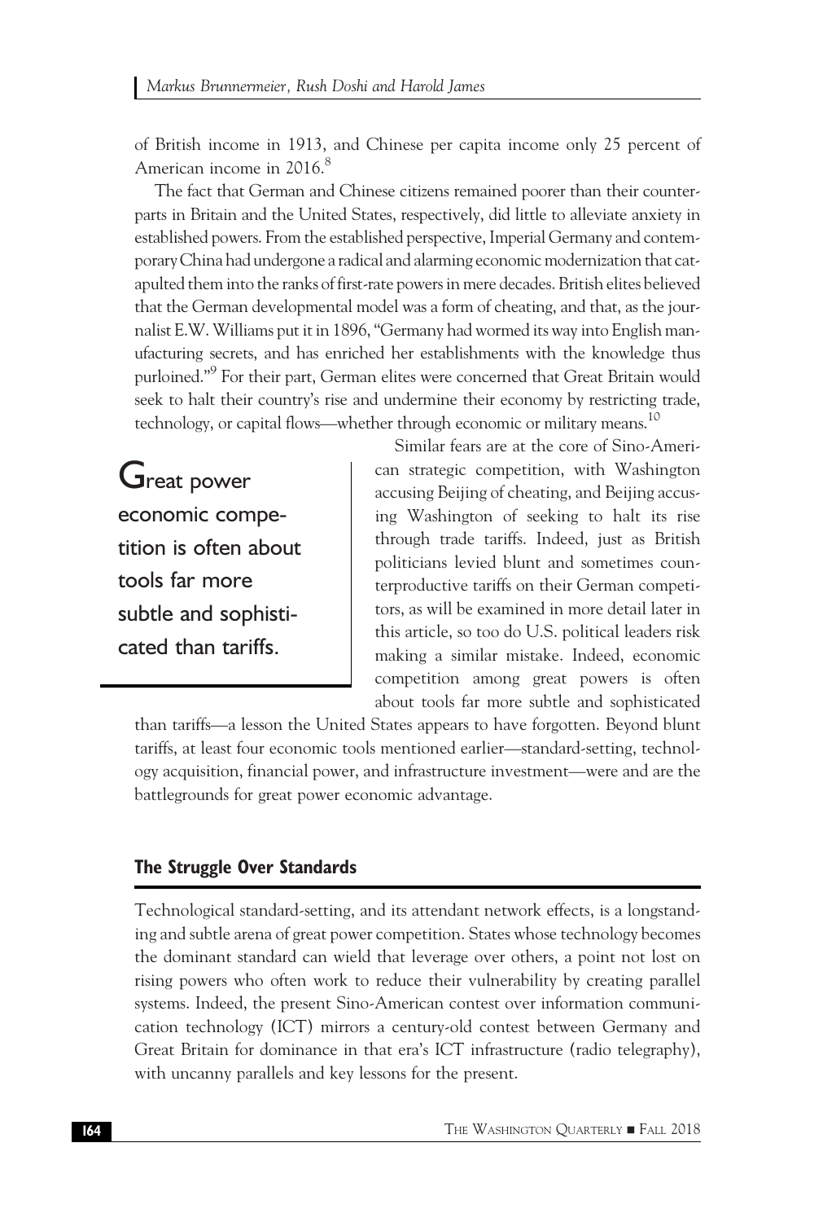of British income in 1913, and Chinese per capita income only 25 percent of American income in 2016.[8]

The fact that German and Chinese citizens remained poorer than their counterparts in Britain and the United States, respectively, did little to alleviate anxiety in established powers. From the established perspective, Imperial Germany and contemporary China had undergone a radical and alarming economic modernization that catapulted them into the ranks of first-rate powers in mere decades. British elites believed that the German developmental model was a form of cheating, and that, as the journalist E.W. Williams put it in 1896, "Germany had wormed its way into English manufacturing secrets, and has enriched her establishments with the knowledge thus purloined."[9] For their part, German elites were concerned that Great Britain would seek to halt their country's rise and undermine their economy by restricting trade, technology, or capital flows—whether through economic or military means.[10]

> Great power economic competition is often about tools far more subtle and sophisticated than tariffs.

Similar fears are at the core of Sino-American strategic competition, with Washington accusing Beijing of cheating, and Beijing accusing Washington of seeking to halt its rise through trade tariffs. Indeed, just as British politicians levied blunt and sometimes counterproductive tariffs on their German competitors, as will be examined in more detail later in this article, so too do U.S. political leaders risk making a similar mistake. Indeed, economic competition among great powers is often about tools far more subtle and sophisticated than tariffs—a lesson the United States appears to have forgotten. Beyond blunt tariffs, at least four economic tools mentioned earlier—standard-setting, technology acquisition, financial power, and infrastructure investment—were and are the battlegrounds for great power economic advantage.

## The Struggle Over Standards

Technological standard-setting, and its attendant network effects, is a longstanding and subtle arena of great power competition. States whose technology becomes the dominant standard can wield that leverage over others, a point not lost on rising powers who often work to reduce their vulnerability by creating parallel systems. Indeed, the present Sino-American contest over information communication technology (ICT) mirrors a century-old contest between Germany and Great Britain for dominance in that era's ICT infrastructure (radio telegraphy), with uncanny parallels and key lessons for the present.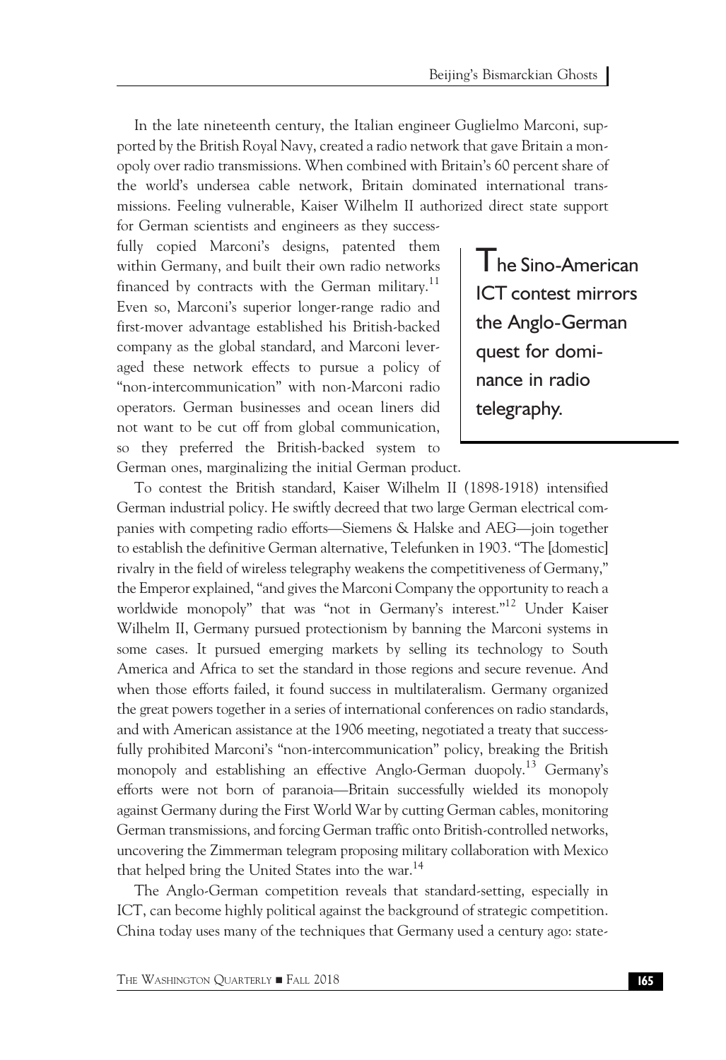In the late nineteenth century, the Italian engineer Guglielmo Marconi, supported by the British Royal Navy, created a radio network that gave Britain a monopoly over radio transmissions. When combined with Britain's 60 percent share of the world's undersea cable network, Britain dominated international transmissions. Feeling vulnerable, Kaiser Wilhelm II authorized direct state support for German scientists and engineers as they successfully copied Marconi's designs, patented them within Germany, and built their own radio networks financed by contracts with the German military.[11] Even so, Marconi's superior longer-range radio and first-mover advantage established his British-backed company as the global standard, and Marconi leveraged these network effects to pursue a policy of "non-intercommunication" with non-Marconi radio operators. German businesses and ocean liners did not want to be cut off from global communication, so they preferred the British-backed system to German ones, marginalizing the initial German product.

> **The Sino-American ICT contest mirrors the Anglo-German quest for dominance in radio telegraphy.**

To contest the British standard, Kaiser Wilhelm II (1898-1918) intensified German industrial policy. He swiftly decreed that two large German electrical companies with competing radio efforts—Siemens & Halske and AEG—join together to establish the definitive German alternative, Telefunken in 1903. "The [domestic] rivalry in the field of wireless telegraphy weakens the competitiveness of Germany," the Emperor explained, "and gives the Marconi Company the opportunity to reach a worldwide monopoly" that was "not in Germany's interest."[12] Under Kaiser Wilhelm II, Germany pursued protectionism by banning the Marconi systems in some cases. It pursued emerging markets by selling its technology to South America and Africa to set the standard in those regions and secure revenue. And when those efforts failed, it found success in multilateralism. Germany organized the great powers together in a series of international conferences on radio standards, and with American assistance at the 1906 meeting, negotiated a treaty that successfully prohibited Marconi's "non-intercommunication" policy, breaking the British monopoly and establishing an effective Anglo-German duopoly.[13] Germany's efforts were not born of paranoia—Britain successfully wielded its monopoly against Germany during the First World War by cutting German cables, monitoring German transmissions, and forcing German traffic onto British-controlled networks, uncovering the Zimmerman telegram proposing military collaboration with Mexico that helped bring the United States into the war.[14]

The Anglo-German competition reveals that standard-setting, especially in ICT, can become highly political against the background of strategic competition. China today uses many of the techniques that Germany used a century ago: state-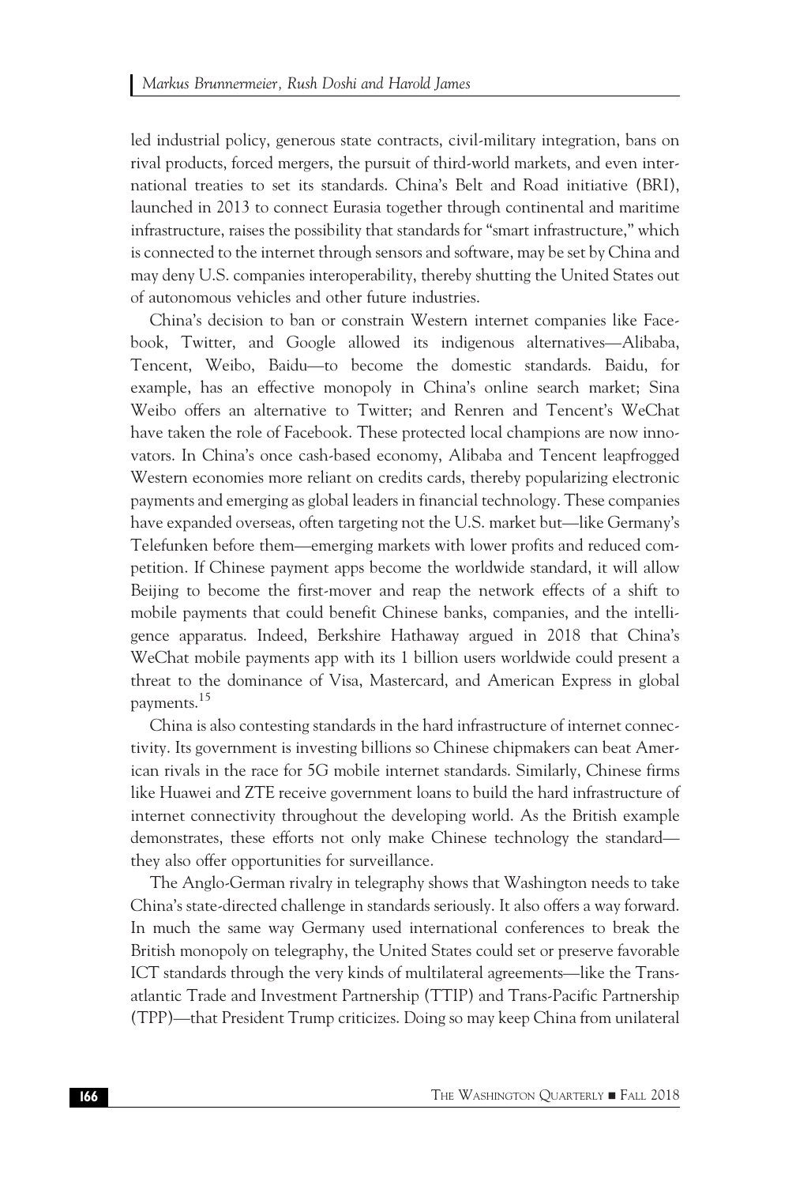led industrial policy, generous state contracts, civil-military integration, bans on rival products, forced mergers, the pursuit of third-world markets, and even international treaties to set its standards. China's Belt and Road initiative (BRI), launched in 2013 to connect Eurasia together through continental and maritime infrastructure, raises the possibility that standards for "smart infrastructure," which is connected to the internet through sensors and software, may be set by China and may deny U.S. companies interoperability, thereby shutting the United States out of autonomous vehicles and other future industries.

China's decision to ban or constrain Western internet companies like Facebook, Twitter, and Google allowed its indigenous alternatives—Alibaba, Tencent, Weibo, Baidu—to become the domestic standards. Baidu, for example, has an effective monopoly in China's online search market; Sina Weibo offers an alternative to Twitter; and Renren and Tencent's WeChat have taken the role of Facebook. These protected local champions are now innovators. In China's once cash-based economy, Alibaba and Tencent leapfrogged Western economies more reliant on credits cards, thereby popularizing electronic payments and emerging as global leaders in financial technology. These companies have expanded overseas, often targeting not the U.S. market but—like Germany's Telefunken before them—emerging markets with lower profits and reduced competition. If Chinese payment apps become the worldwide standard, it will allow Beijing to become the first-mover and reap the network effects of a shift to mobile payments that could benefit Chinese banks, companies, and the intelligence apparatus. Indeed, Berkshire Hathaway argued in 2018 that China's WeChat mobile payments app with its 1 billion users worldwide could present a threat to the dominance of Visa, Mastercard, and American Express in global payments.[15]

China is also contesting standards in the hard infrastructure of internet connectivity. Its government is investing billions so Chinese chipmakers can beat American rivals in the race for 5G mobile internet standards. Similarly, Chinese firms like Huawei and ZTE receive government loans to build the hard infrastructure of internet connectivity throughout the developing world. As the British example demonstrates, these efforts not only make Chinese technology the standard—they also offer opportunities for surveillance.

The Anglo-German rivalry in telegraphy shows that Washington needs to take China's state-directed challenge in standards seriously. It also offers a way forward. In much the same way Germany used international conferences to break the British monopoly on telegraphy, the United States could set or preserve favorable ICT standards through the very kinds of multilateral agreements—like the Transatlantic Trade and Investment Partnership (TTIP) and Trans-Pacific Partnership (TPP)—that President Trump criticizes. Doing so may keep China from unilateral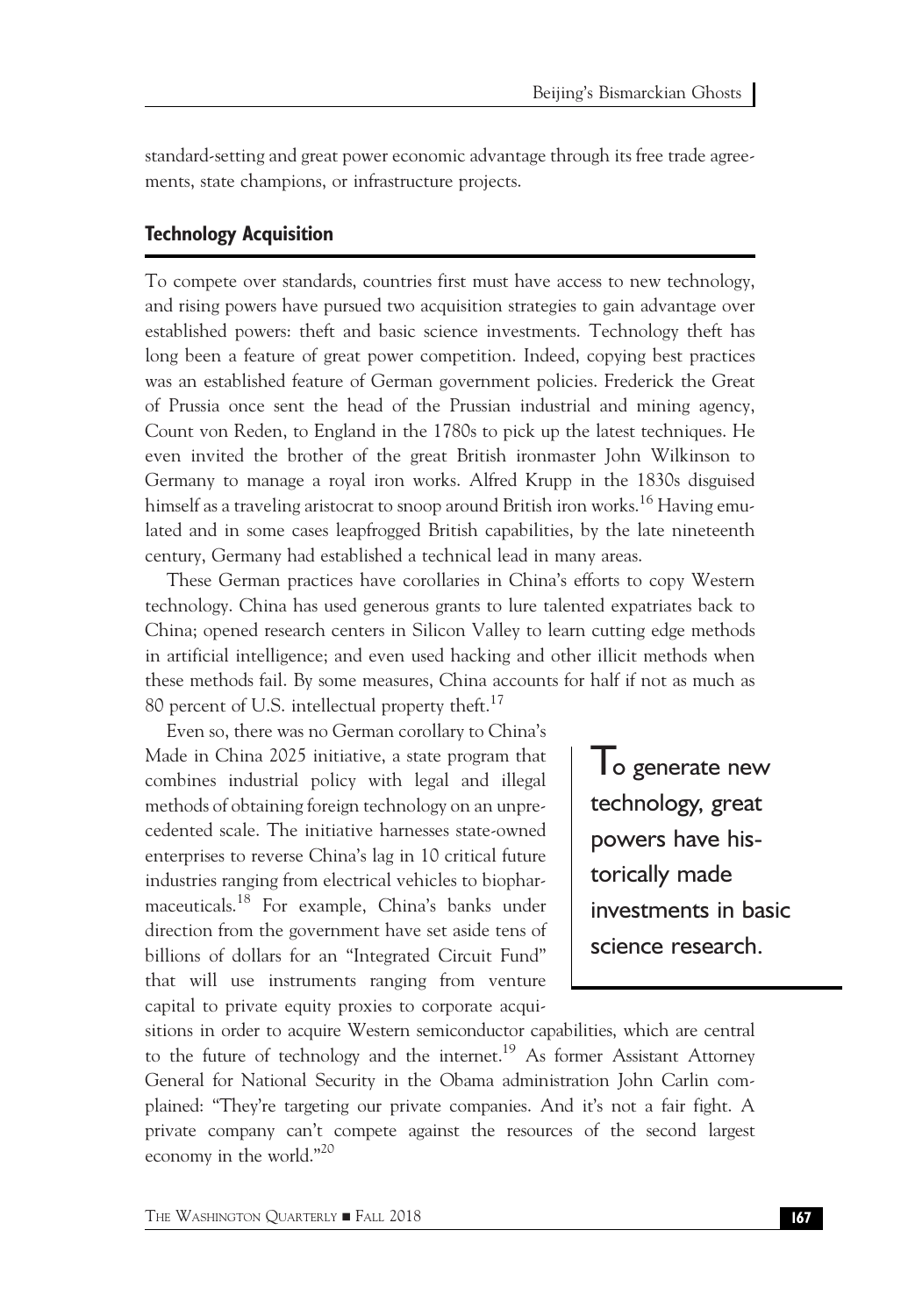standard-setting and great power economic advantage through its free trade agreements, state champions, or infrastructure projects.

## Technology Acquisition

To compete over standards, countries first must have access to new technology, and rising powers have pursued two acquisition strategies to gain advantage over established powers: theft and basic science investments. Technology theft has long been a feature of great power competition. Indeed, copying best practices was an established feature of German government policies. Frederick the Great of Prussia once sent the head of the Prussian industrial and mining agency, Count von Reden, to England in the 1780s to pick up the latest techniques. He even invited the brother of the great British ironmaster John Wilkinson to Germany to manage a royal iron works. Alfred Krupp in the 1830s disguised himself as a traveling aristocrat to snoop around British iron works.[16] Having emulated and in some cases leapfrogged British capabilities, by the late nineteenth century, Germany had established a technical lead in many areas.

These German practices have corollaries in China's efforts to copy Western technology. China has used generous grants to lure talented expatriates back to China; opened research centers in Silicon Valley to learn cutting edge methods in artificial intelligence; and even used hacking and other illicit methods when these methods fail. By some measures, China accounts for half if not as much as 80 percent of U.S. intellectual property theft.[17]

Even so, there was no German corollary to China's Made in China 2025 initiative, a state program that combines industrial policy with legal and illegal methods of obtaining foreign technology on an unprecedented scale. The initiative harnesses state-owned enterprises to reverse China's lag in 10 critical future industries ranging from electrical vehicles to biopharmaceuticals.[18] For example, China's banks under direction from the government have set aside tens of billions of dollars for an "Integrated Circuit Fund" that will use instruments ranging from venture capital to private equity proxies to corporate acquisitions in order to acquire Western semiconductor capabilities, which are central to the future of technology and the internet.[19] As former Assistant Attorney General for National Security in the Obama administration John Carlin complained: "They're targeting our private companies. And it's not a fair fight. A private company can't compete against the resources of the second largest economy in the world."[20]

> To generate new technology, great powers have historically made investments in basic science research.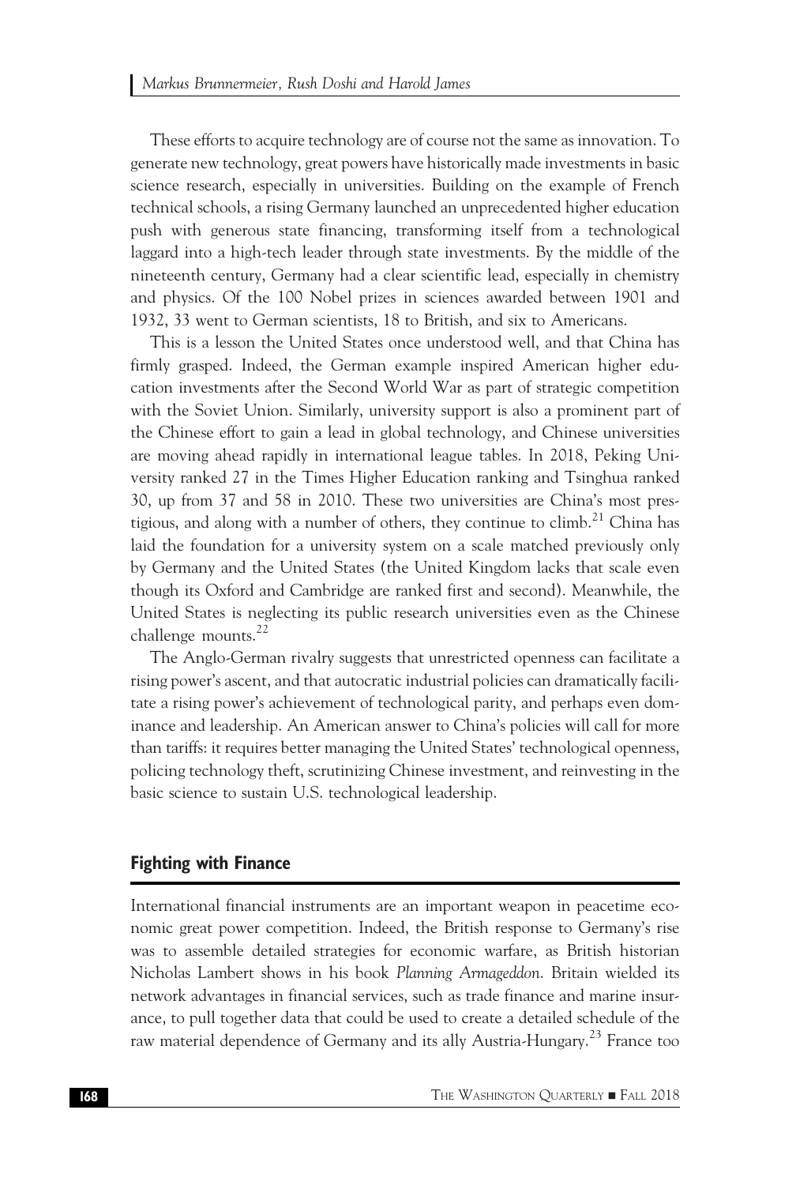These efforts to acquire technology are of course not the same as innovation. To generate new technology, great powers have historically made investments in basic science research, especially in universities. Building on the example of French technical schools, a rising Germany launched an unprecedented higher education push with generous state financing, transforming itself from a technological laggard into a high-tech leader through state investments. By the middle of the nineteenth century, Germany had a clear scientific lead, especially in chemistry and physics. Of the 100 Nobel prizes in sciences awarded between 1901 and 1932, 33 went to German scientists, 18 to British, and six to Americans.

This is a lesson the United States once understood well, and that China has firmly grasped. Indeed, the German example inspired American higher education investments after the Second World War as part of strategic competition with the Soviet Union. Similarly, university support is also a prominent part of the Chinese effort to gain a lead in global technology, and Chinese universities are moving ahead rapidly in international league tables. In 2018, Peking University ranked 27 in the Times Higher Education ranking and Tsinghua ranked 30, up from 37 and 58 in 2010. These two universities are China's most prestigious, and along with a number of others, they continue to climb.[21] China has laid the foundation for a university system on a scale matched previously only by Germany and the United States (the United Kingdom lacks that scale even though its Oxford and Cambridge are ranked first and second). Meanwhile, the United States is neglecting its public research universities even as the Chinese challenge mounts.[22]

The Anglo-German rivalry suggests that unrestricted openness can facilitate a rising power's ascent, and that autocratic industrial policies can dramatically facilitate a rising power's achievement of technological parity, and perhaps even dominance and leadership. An American answer to China's policies will call for more than tariffs: it requires better managing the United States' technological openness, policing technology theft, scrutinizing Chinese investment, and reinvesting in the basic science to sustain U.S. technological leadership.

## Fighting with Finance

International financial instruments are an important weapon in peacetime economic great power competition. Indeed, the British response to Germany's rise was to assemble detailed strategies for economic warfare, as British historian Nicholas Lambert shows in his book *Planning Armageddon*. Britain wielded its network advantages in financial services, such as trade finance and marine insurance, to pull together data that could be used to create a detailed schedule of the raw material dependence of Germany and its ally Austria-Hungary.[23] France too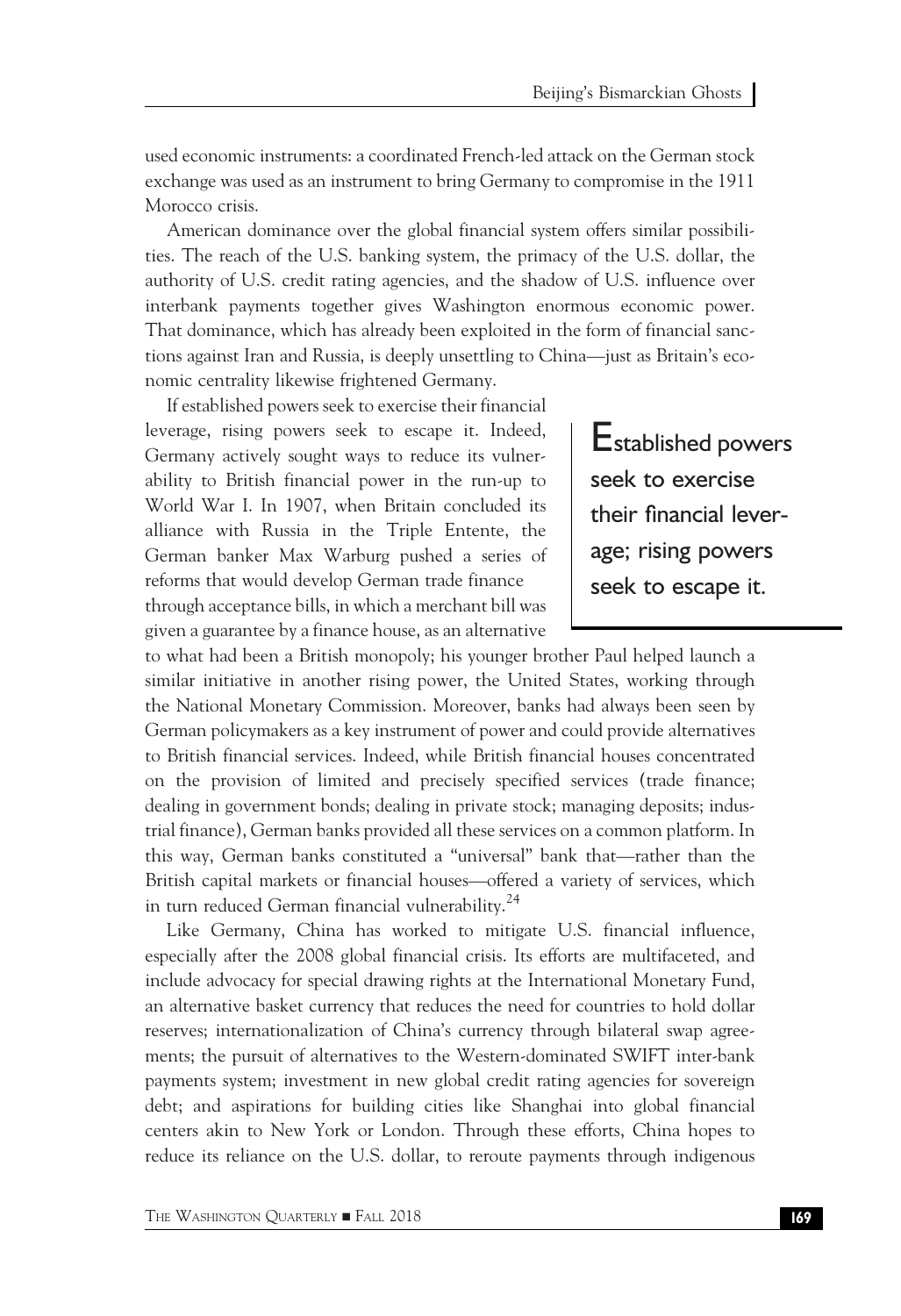used economic instruments: a coordinated French-led attack on the German stock exchange was used as an instrument to bring Germany to compromise in the 1911 Morocco crisis.

American dominance over the global financial system offers similar possibilities. The reach of the U.S. banking system, the primacy of the U.S. dollar, the authority of U.S. credit rating agencies, and the shadow of U.S. influence over interbank payments together gives Washington enormous economic power. That dominance, which has already been exploited in the form of financial sanctions against Iran and Russia, is deeply unsettling to China—just as Britain's economic centrality likewise frightened Germany.

If established powers seek to exercise their financial leverage, rising powers seek to escape it. Indeed, Germany actively sought ways to reduce its vulnerability to British financial power in the run-up to World War I. In 1907, when Britain concluded its alliance with Russia in the Triple Entente, the German banker Max Warburg pushed a series of reforms that would develop German trade finance through acceptance bills, in which a merchant bill was given a guarantee by a finance house, as an alternative to what had been a British monopoly; his younger brother Paul helped launch a similar initiative in another rising power, the United States, working through the National Monetary Commission. Moreover, banks had always been seen by German policymakers as a key instrument of power and could provide alternatives to British financial services. Indeed, while British financial houses concentrated on the provision of limited and precisely specified services (trade finance; dealing in government bonds; dealing in private stock; managing deposits; industrial finance), German banks provided all these services on a common platform. In this way, German banks constituted a "universal" bank that—rather than the British capital markets or financial houses—offered a variety of services, which in turn reduced German financial vulnerability.[24]

> **Established powers seek to exercise their financial leverage; rising powers seek to escape it.**

Like Germany, China has worked to mitigate U.S. financial influence, especially after the 2008 global financial crisis. Its efforts are multifaceted, and include advocacy for special drawing rights at the International Monetary Fund, an alternative basket currency that reduces the need for countries to hold dollar reserves; internationalization of China's currency through bilateral swap agreements; the pursuit of alternatives to the Western-dominated SWIFT inter-bank payments system; investment in new global credit rating agencies for sovereign debt; and aspirations for building cities like Shanghai into global financial centers akin to New York or London. Through these efforts, China hopes to reduce its reliance on the U.S. dollar, to reroute payments through indigenous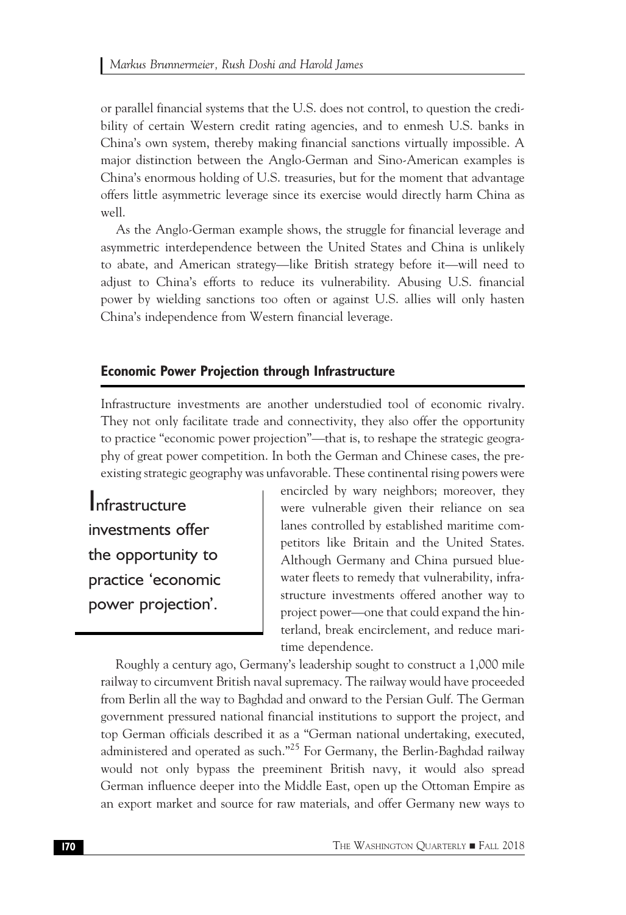or parallel financial systems that the U.S. does not control, to question the credibility of certain Western credit rating agencies, and to enmesh U.S. banks in China's own system, thereby making financial sanctions virtually impossible. A major distinction between the Anglo-German and Sino-American examples is China's enormous holding of U.S. treasuries, but for the moment that advantage offers little asymmetric leverage since its exercise would directly harm China as well.

As the Anglo-German example shows, the struggle for financial leverage and asymmetric interdependence between the United States and China is unlikely to abate, and American strategy—like British strategy before it—will need to adjust to China's efforts to reduce its vulnerability. Abusing U.S. financial power by wielding sanctions too often or against U.S. allies will only hasten China's independence from Western financial leverage.

## Economic Power Projection through Infrastructure

Infrastructure investments are another understudied tool of economic rivalry. They not only facilitate trade and connectivity, they also offer the opportunity to practice "economic power projection"—that is, to reshape the strategic geography of great power competition. In both the German and Chinese cases, the preexisting strategic geography was unfavorable. These continental rising powers were encircled by wary neighbors; moreover, they were vulnerable given their reliance on sea lanes controlled by established maritime competitors like Britain and the United States. Although Germany and China pursued blue-water fleets to remedy that vulnerability, infrastructure investments offered another way to project power—one that could expand the hinterland, break encirclement, and reduce maritime dependence.

> Infrastructure investments offer the opportunity to practice 'economic power projection'.

Roughly a century ago, Germany's leadership sought to construct a 1,000 mile railway to circumvent British naval supremacy. The railway would have proceeded from Berlin all the way to Baghdad and onward to the Persian Gulf. The German government pressured national financial institutions to support the project, and top German officials described it as a "German national undertaking, executed, administered and operated as such."[25] For Germany, the Berlin-Baghdad railway would not only bypass the preeminent British navy, it would also spread German influence deeper into the Middle East, open up the Ottoman Empire as an export market and source for raw materials, and offer Germany new ways to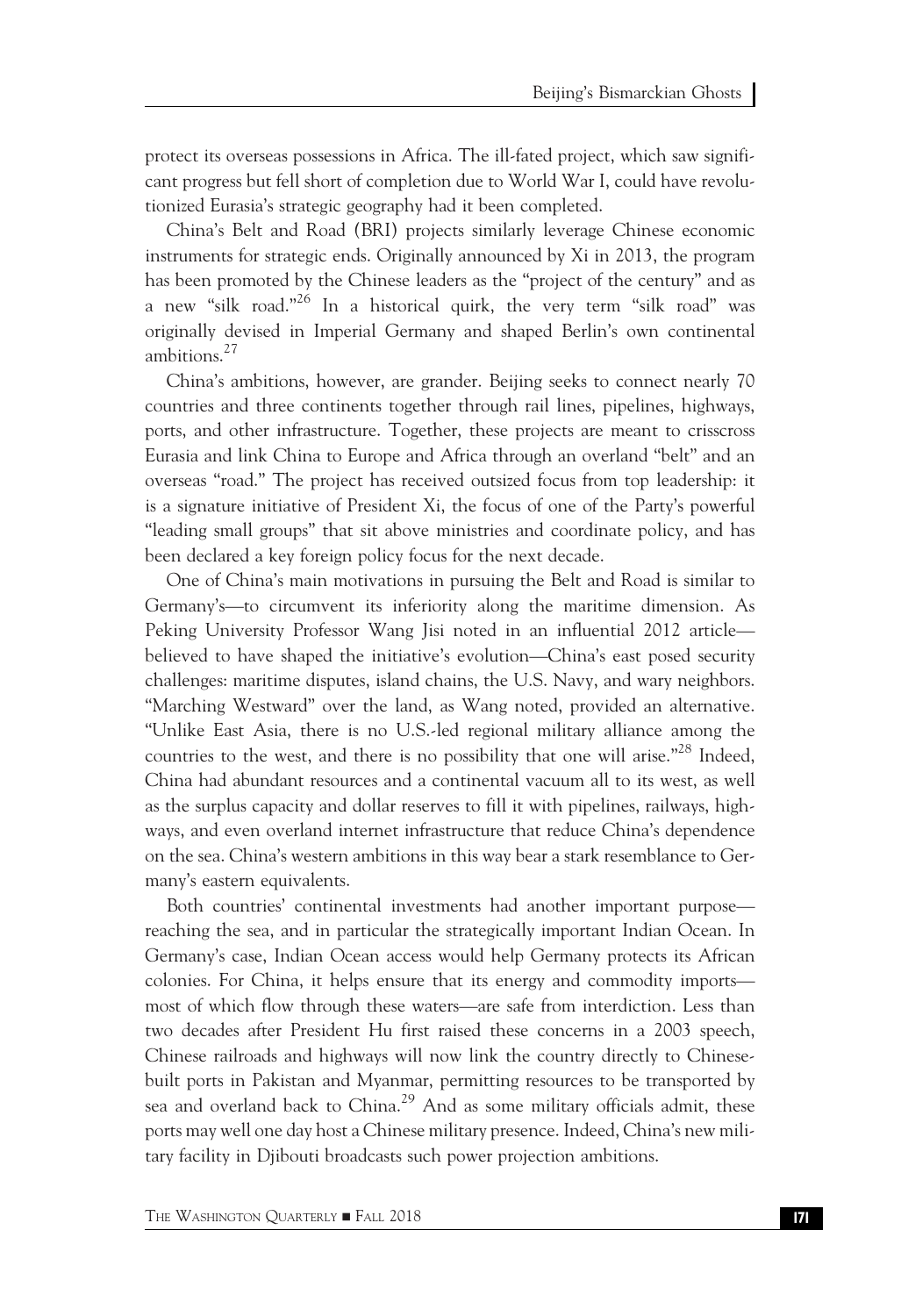protect its overseas possessions in Africa. The ill-fated project, which saw significant progress but fell short of completion due to World War I, could have revolutionized Eurasia's strategic geography had it been completed.

China's Belt and Road (BRI) projects similarly leverage Chinese economic instruments for strategic ends. Originally announced by Xi in 2013, the program has been promoted by the Chinese leaders as the "project of the century" and as a new "silk road."[26] In a historical quirk, the very term "silk road" was originally devised in Imperial Germany and shaped Berlin's own continental ambitions.[27]

China's ambitions, however, are grander. Beijing seeks to connect nearly 70 countries and three continents together through rail lines, pipelines, highways, ports, and other infrastructure. Together, these projects are meant to crisscross Eurasia and link China to Europe and Africa through an overland "belt" and an overseas "road." The project has received outsized focus from top leadership: it is a signature initiative of President Xi, the focus of one of the Party's powerful "leading small groups" that sit above ministries and coordinate policy, and has been declared a key foreign policy focus for the next decade.

One of China's main motivations in pursuing the Belt and Road is similar to Germany's—to circumvent its inferiority along the maritime dimension. As Peking University Professor Wang Jisi noted in an influential 2012 article—believed to have shaped the initiative's evolution—China's east posed security challenges: maritime disputes, island chains, the U.S. Navy, and wary neighbors. "Marching Westward" over the land, as Wang noted, provided an alternative. "Unlike East Asia, there is no U.S.-led regional military alliance among the countries to the west, and there is no possibility that one will arise."[28] Indeed, China had abundant resources and a continental vacuum all to its west, as well as the surplus capacity and dollar reserves to fill it with pipelines, railways, highways, and even overland internet infrastructure that reduce China's dependence on the sea. China's western ambitions in this way bear a stark resemblance to Germany's eastern equivalents.

Both countries' continental investments had another important purpose—reaching the sea, and in particular the strategically important Indian Ocean. In Germany's case, Indian Ocean access would help Germany protects its African colonies. For China, it helps ensure that its energy and commodity imports—most of which flow through these waters—are safe from interdiction. Less than two decades after President Hu first raised these concerns in a 2003 speech, Chinese railroads and highways will now link the country directly to Chinese-built ports in Pakistan and Myanmar, permitting resources to be transported by sea and overland back to China.[29] And as some military officials admit, these ports may well one day host a Chinese military presence. Indeed, China's new military facility in Djibouti broadcasts such power projection ambitions.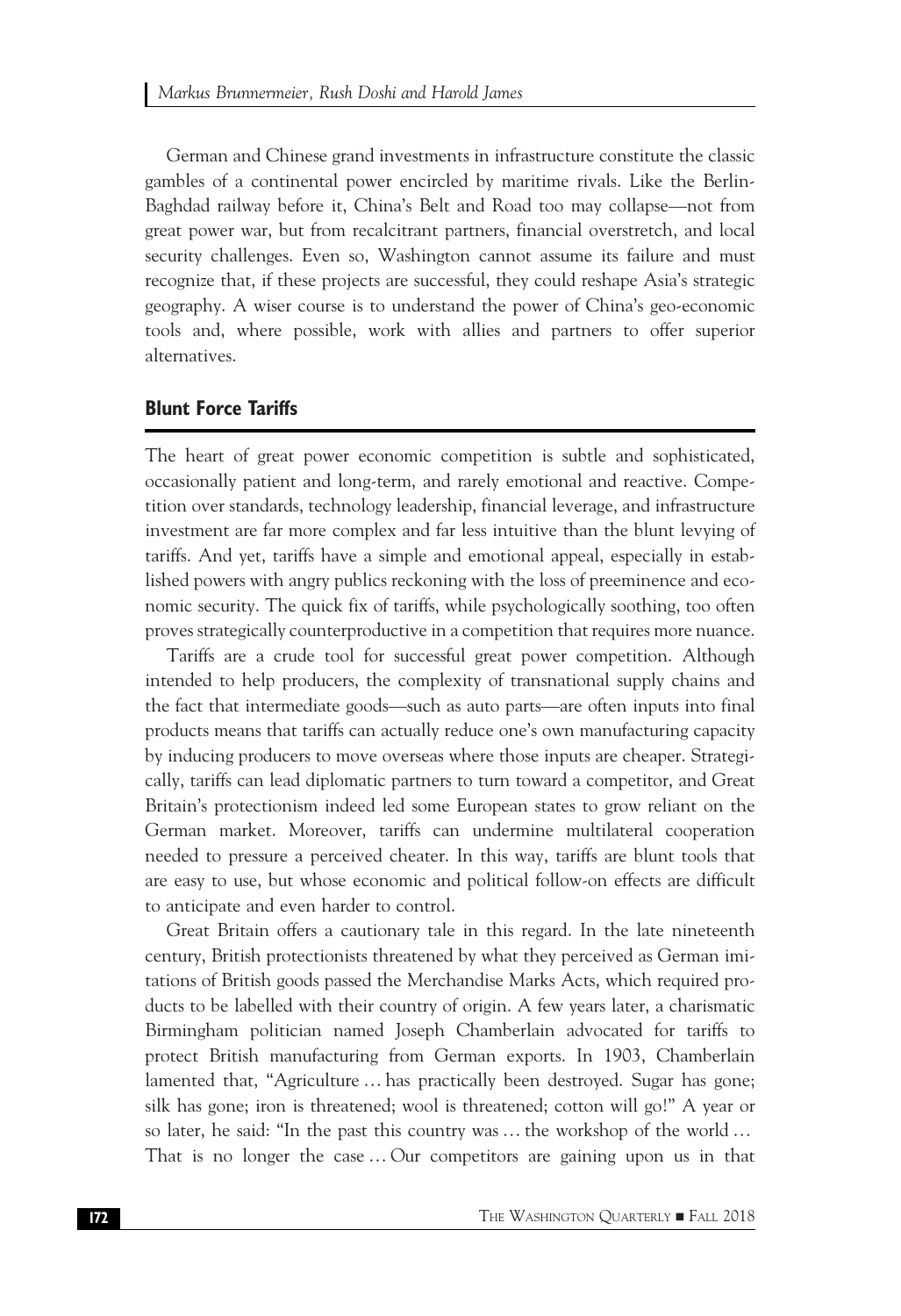German and Chinese grand investments in infrastructure constitute the classic gambles of a continental power encircled by maritime rivals. Like the Berlin-Baghdad railway before it, China's Belt and Road too may collapse—not from great power war, but from recalcitrant partners, financial overstretch, and local security challenges. Even so, Washington cannot assume its failure and must recognize that, if these projects are successful, they could reshape Asia's strategic geography. A wiser course is to understand the power of China's geo-economic tools and, where possible, work with allies and partners to offer superior alternatives.

## Blunt Force Tariffs

The heart of great power economic competition is subtle and sophisticated, occasionally patient and long-term, and rarely emotional and reactive. Competition over standards, technology leadership, financial leverage, and infrastructure investment are far more complex and far less intuitive than the blunt levying of tariffs. And yet, tariffs have a simple and emotional appeal, especially in established powers with angry publics reckoning with the loss of preeminence and economic security. The quick fix of tariffs, while psychologically soothing, too often proves strategically counterproductive in a competition that requires more nuance.

Tariffs are a crude tool for successful great power competition. Although intended to help producers, the complexity of transnational supply chains and the fact that intermediate goods—such as auto parts—are often inputs into final products means that tariffs can actually reduce one's own manufacturing capacity by inducing producers to move overseas where those inputs are cheaper. Strategically, tariffs can lead diplomatic partners to turn toward a competitor, and Great Britain's protectionism indeed led some European states to grow reliant on the German market. Moreover, tariffs can undermine multilateral cooperation needed to pressure a perceived cheater. In this way, tariffs are blunt tools that are easy to use, but whose economic and political follow-on effects are difficult to anticipate and even harder to control.

Great Britain offers a cautionary tale in this regard. In the late nineteenth century, British protectionists threatened by what they perceived as German imitations of British goods passed the Merchandise Marks Acts, which required products to be labelled with their country of origin. A few years later, a charismatic Birmingham politician named Joseph Chamberlain advocated for tariffs to protect British manufacturing from German exports. In 1903, Chamberlain lamented that, "Agriculture … has practically been destroyed. Sugar has gone; silk has gone; iron is threatened; wool is threatened; cotton will go!" A year or so later, he said: "In the past this country was … the workshop of the world … That is no longer the case … Our competitors are gaining upon us in that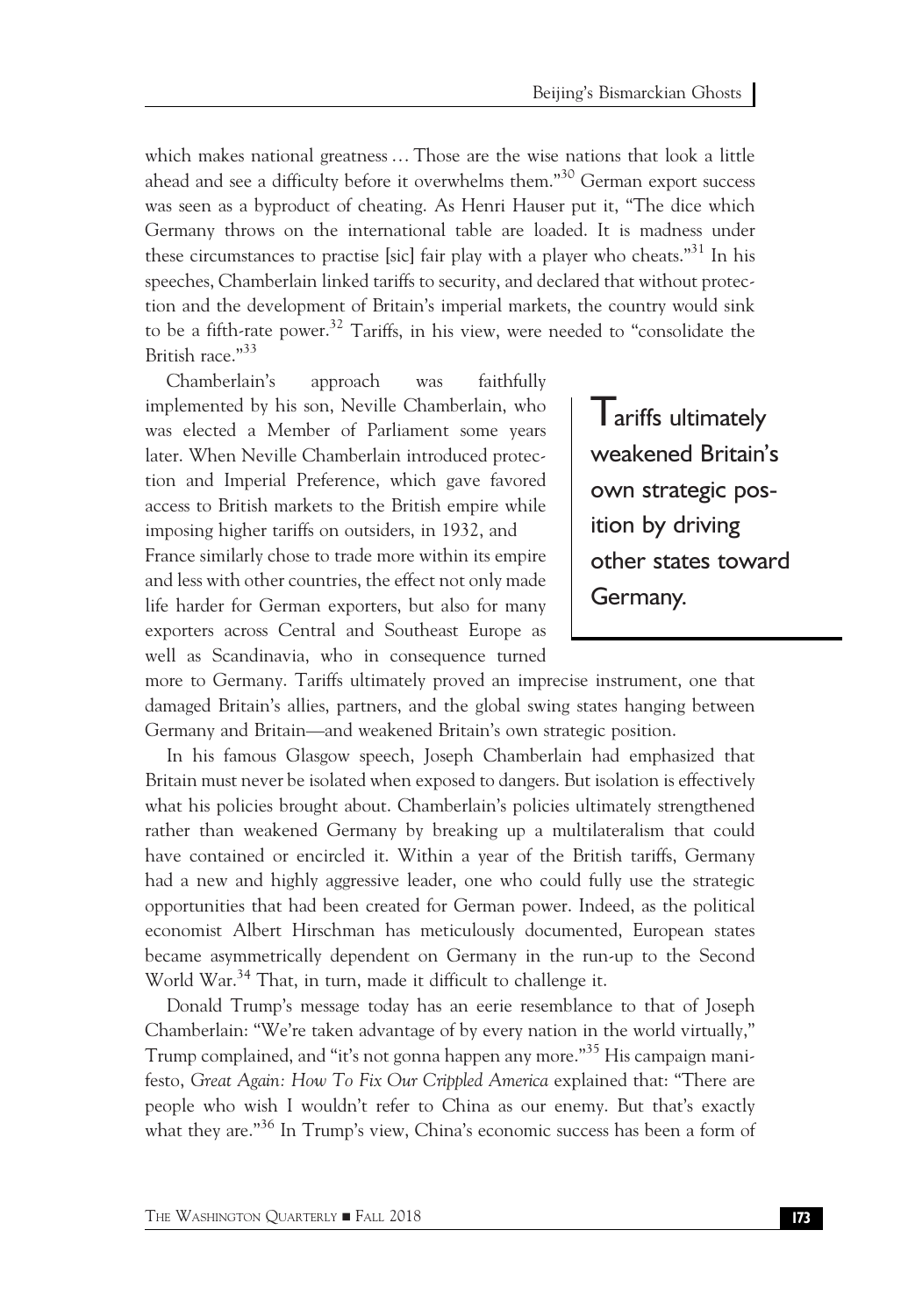which makes national greatness … Those are the wise nations that look a little ahead and see a difficulty before it overwhelms them."[30] German export success was seen as a byproduct of cheating. As Henri Hauser put it, "The dice which Germany throws on the international table are loaded. It is madness under these circumstances to practise [sic] fair play with a player who cheats."[31] In his speeches, Chamberlain linked tariffs to security, and declared that without protection and the development of Britain's imperial markets, the country would sink to be a fifth-rate power.[32] Tariffs, in his view, were needed to "consolidate the British race."[33]

Chamberlain's approach was faithfully implemented by his son, Neville Chamberlain, who was elected a Member of Parliament some years later. When Neville Chamberlain introduced protection and Imperial Preference, which gave favored access to British markets to the British empire while imposing higher tariffs on outsiders, in 1932, and France similarly chose to trade more within its empire and less with other countries, the effect not only made life harder for German exporters, but also for many exporters across Central and Southeast Europe as well as Scandinavia, who in consequence turned more to Germany. Tariffs ultimately proved an imprecise instrument, one that damaged Britain's allies, partners, and the global swing states hanging between Germany and Britain—and weakened Britain's own strategic position.

> **Tariffs ultimately weakened Britain's own strategic position by driving other states toward Germany.**

In his famous Glasgow speech, Joseph Chamberlain had emphasized that Britain must never be isolated when exposed to dangers. But isolation is effectively what his policies brought about. Chamberlain's policies ultimately strengthened rather than weakened Germany by breaking up a multilateralism that could have contained or encircled it. Within a year of the British tariffs, Germany had a new and highly aggressive leader, one who could fully use the strategic opportunities that had been created for German power. Indeed, as the political economist Albert Hirschman has meticulously documented, European states became asymmetrically dependent on Germany in the run-up to the Second World War.[34] That, in turn, made it difficult to challenge it.

Donald Trump's message today has an eerie resemblance to that of Joseph Chamberlain: "We're taken advantage of by every nation in the world virtually," Trump complained, and "it's not gonna happen any more."[35] His campaign manifesto, *Great Again: How To Fix Our Crippled America* explained that: "There are people who wish I wouldn't refer to China as our enemy. But that's exactly what they are."[36] In Trump's view, China's economic success has been a form of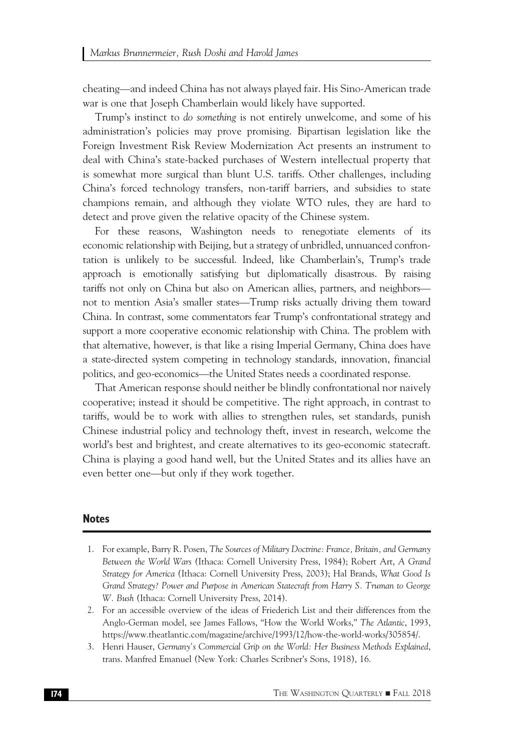cheating—and indeed China has not always played fair. His Sino-American trade war is one that Joseph Chamberlain would likely have supported.

Trump's instinct to *do something* is not entirely unwelcome, and some of his administration's policies may prove promising. Bipartisan legislation like the Foreign Investment Risk Review Modernization Act presents an instrument to deal with China's state-backed purchases of Western intellectual property that is somewhat more surgical than blunt U.S. tariffs. Other challenges, including China's forced technology transfers, non-tariff barriers, and subsidies to state champions remain, and although they violate WTO rules, they are hard to detect and prove given the relative opacity of the Chinese system.

For these reasons, Washington needs to renegotiate elements of its economic relationship with Beijing, but a strategy of unbridled, unnuanced confrontation is unlikely to be successful. Indeed, like Chamberlain's, Trump's trade approach is emotionally satisfying but diplomatically disastrous. By raising tariffs not only on China but also on American allies, partners, and neighbors—not to mention Asia's smaller states—Trump risks actually driving them toward China. In contrast, some commentators fear Trump's confrontational strategy and support a more cooperative economic relationship with China. The problem with that alternative, however, is that like a rising Imperial Germany, China does have a state-directed system competing in technology standards, innovation, financial politics, and geo-economics—the United States needs a coordinated response.

That American response should neither be blindly confrontational nor naively cooperative; instead it should be competitive. The right approach, in contrast to tariffs, would be to work with allies to strengthen rules, set standards, punish Chinese industrial policy and technology theft, invest in research, welcome the world's best and brightest, and create alternatives to its geo-economic statecraft. China is playing a good hand well, but the United States and its allies have an even better one—but only if they work together.

## Notes

1. For example, Barry R. Posen, *The Sources of Military Doctrine: France, Britain, and Germany Between the World Wars* (Ithaca: Cornell University Press, 1984); Robert Art, *A Grand Strategy for America* (Ithaca: Cornell University Press, 2003); Hal Brands, *What Good Is Grand Strategy? Power and Purpose in American Statecraft from Harry S. Truman to George W. Bush* (Ithaca: Cornell University Press, 2014).
2. For an accessible overview of the ideas of Friederich List and their differences from the Anglo-German model, see James Fallows, "How the World Works," *The Atlantic*, 1993, https://www.theatlantic.com/magazine/archive/1993/12/how-the-world-works/305854/.
3. Henri Hauser, *Germany's Commercial Grip on the World: Her Business Methods Explained*, trans. Manfred Emanuel (New York: Charles Scribner's Sons, 1918), 16.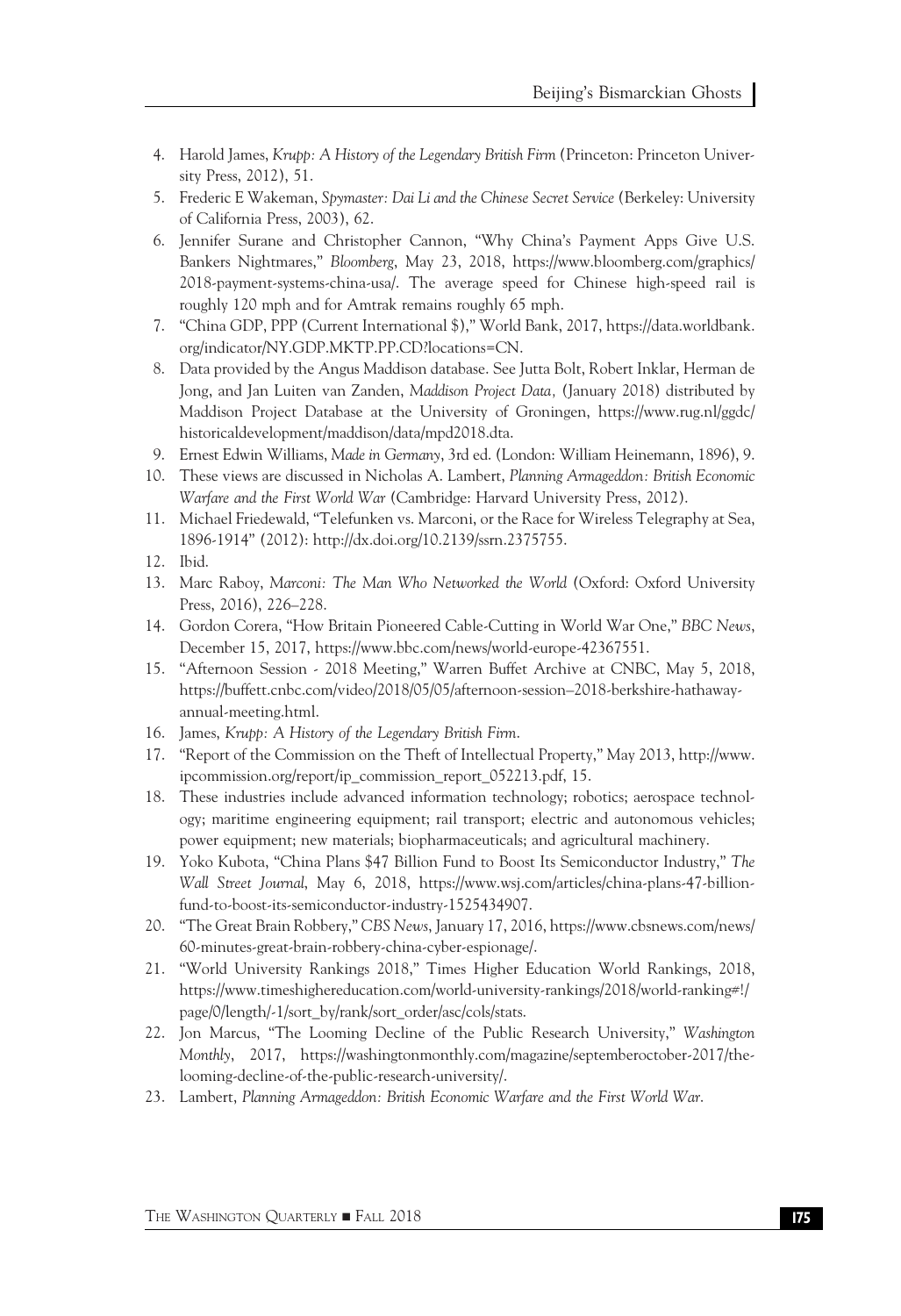4. Harold James, *Krupp: A History of the Legendary British Firm* (Princeton: Princeton University Press, 2012), 51.
5. Frederic E Wakeman, *Spymaster: Dai Li and the Chinese Secret Service* (Berkeley: University of California Press, 2003), 62.
6. Jennifer Surane and Christopher Cannon, "Why China's Payment Apps Give U.S. Bankers Nightmares," *Bloomberg*, May 23, 2018, https://www.bloomberg.com/graphics/2018-payment-systems-china-usa/. The average speed for Chinese high-speed rail is roughly 120 mph and for Amtrak remains roughly 65 mph.
7. "China GDP, PPP (Current International $)," World Bank, 2017, https://data.worldbank.org/indicator/NY.GDP.MKTP.PP.CD?locations=CN.
8. Data provided by the Angus Maddison database. See Jutta Bolt, Robert Inklar, Herman de Jong, and Jan Luiten van Zanden, *Maddison Project Data*, (January 2018) distributed by Maddison Project Database at the University of Groningen, https://www.rug.nl/ggdc/historicaldevelopment/maddison/data/mpd2018.dta.
9. Ernest Edwin Williams, *Made in Germany*, 3rd ed. (London: William Heinemann, 1896), 9.
10. These views are discussed in Nicholas A. Lambert, *Planning Armageddon: British Economic Warfare and the First World War* (Cambridge: Harvard University Press, 2012).
11. Michael Friedewald, "Telefunken vs. Marconi, or the Race for Wireless Telegraphy at Sea, 1896-1914" (2012): http://dx.doi.org/10.2139/ssrn.2375755.
12. Ibid.
13. Marc Raboy, *Marconi: The Man Who Networked the World* (Oxford: Oxford University Press, 2016), 226–228.
14. Gordon Corera, "How Britain Pioneered Cable-Cutting in World War One," *BBC News*, December 15, 2017, https://www.bbc.com/news/world-europe-42367551.
15. "Afternoon Session - 2018 Meeting," Warren Buffet Archive at CNBC, May 5, 2018, https://buffett.cnbc.com/video/2018/05/05/afternoon-session–2018-berkshire-hathaway-annual-meeting.html.
16. James, *Krupp: A History of the Legendary British Firm*.
17. "Report of the Commission on the Theft of Intellectual Property," May 2013, http://www.ipcommission.org/report/ip_commission_report_052213.pdf, 15.
18. These industries include advanced information technology; robotics; aerospace technology; maritime engineering equipment; rail transport; electric and autonomous vehicles; power equipment; new materials; biopharmaceuticals; and agricultural machinery.
19. Yoko Kubota, "China Plans $47 Billion Fund to Boost Its Semiconductor Industry," *The Wall Street Journal*, May 6, 2018, https://www.wsj.com/articles/china-plans-47-billion-fund-to-boost-its-semiconductor-industry-1525434907.
20. "The Great Brain Robbery," *CBS News*, January 17, 2016, https://www.cbsnews.com/news/60-minutes-great-brain-robbery-china-cyber-espionage/.
21. "World University Rankings 2018," Times Higher Education World Rankings, 2018, https://www.timeshighereducation.com/world-university-rankings/2018/world-ranking#!/page/0/length/-1/sort_by/rank/sort_order/asc/cols/stats.
22. Jon Marcus, "The Looming Decline of the Public Research University," *Washington Monthly*, 2017, https://washingtonmonthly.com/magazine/septemberoctober-2017/the-looming-decline-of-the-public-research-university/.
23. Lambert, *Planning Armageddon: British Economic Warfare and the First World War*.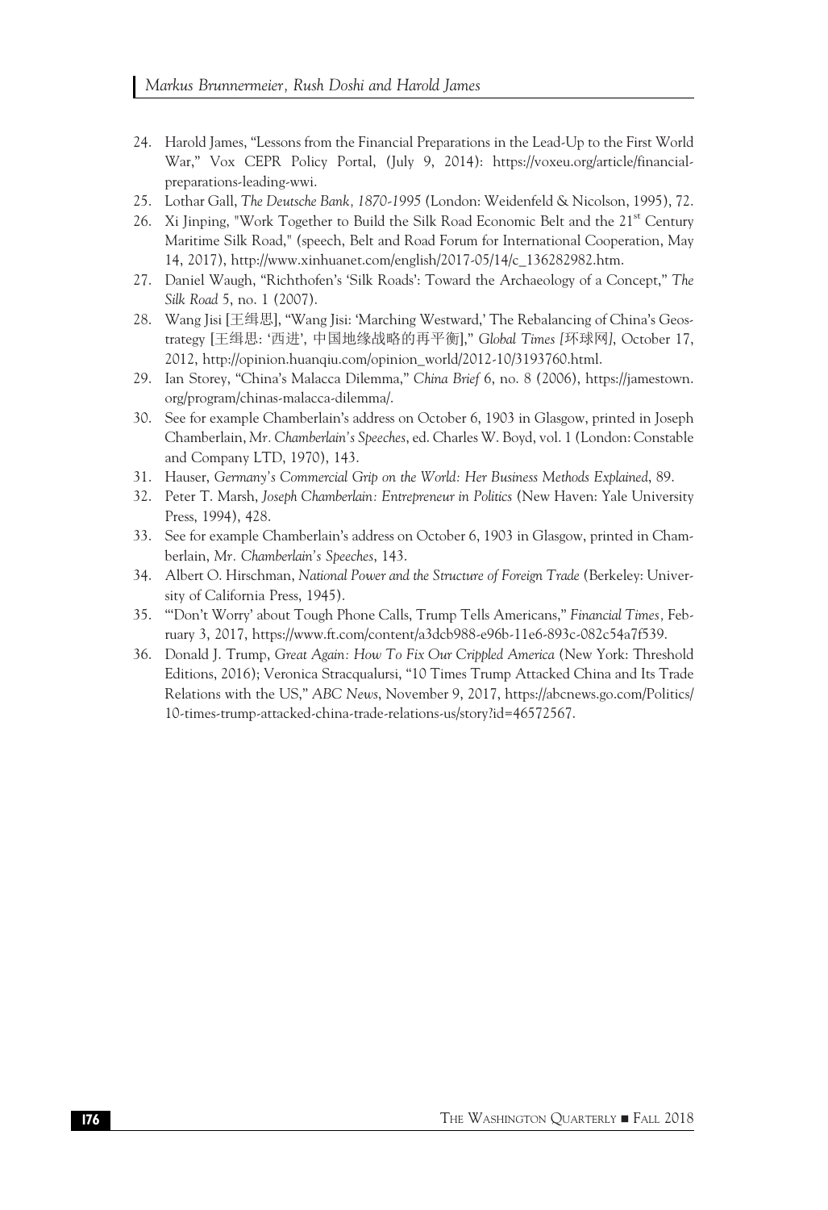24. Harold James, "Lessons from the Financial Preparations in the Lead-Up to the First World War," Vox CEPR Policy Portal, (July 9, 2014): https://voxeu.org/article/financial-preparations-leading-wwi.
25. Lothar Gall, *The Deutsche Bank, 1870-1995* (London: Weidenfeld & Nicolson, 1995), 72.
26. Xi Jinping, "Work Together to Build the Silk Road Economic Belt and the 21st Century Maritime Silk Road," (speech, Belt and Road Forum for International Cooperation, May 14, 2017), http://www.xinhuanet.com/english/2017-05/14/c_136282982.htm.
27. Daniel Waugh, "Richthofen's 'Silk Roads': Toward the Archaeology of a Concept," *The Silk Road* 5, no. 1 (2007).
28. Wang Jisi [王缉思], "Wang Jisi: 'Marching Westward,' The Rebalancing of China's Geostrategy [王缉思: '西进', 中国地缘战略的再平衡]," *Global Times [环球网]*, October 17, 2012, http://opinion.huanqiu.com/opinion_world/2012-10/3193760.html.
29. Ian Storey, "China's Malacca Dilemma," *China Brief* 6, no. 8 (2006), https://jamestown.org/program/chinas-malacca-dilemma/.
30. See for example Chamberlain's address on October 6, 1903 in Glasgow, printed in Joseph Chamberlain, *Mr. Chamberlain's Speeches*, ed. Charles W. Boyd, vol. 1 (London: Constable and Company LTD, 1970), 143.
31. Hauser, *Germany's Commercial Grip on the World: Her Business Methods Explained*, 89.
32. Peter T. Marsh, *Joseph Chamberlain: Entrepreneur in Politics* (New Haven: Yale University Press, 1994), 428.
33. See for example Chamberlain's address on October 6, 1903 in Glasgow, printed in Chamberlain, *Mr. Chamberlain's Speeches*, 143.
34. Albert O. Hirschman, *National Power and the Structure of Foreign Trade* (Berkeley: University of California Press, 1945).
35. "'Don't Worry' about Tough Phone Calls, Trump Tells Americans," *Financial Times*, February 3, 2017, https://www.ft.com/content/a3dcb988-e96b-11e6-893c-082c54a7f539.
36. Donald J. Trump, *Great Again: How To Fix Our Crippled America* (New York: Threshold Editions, 2016); Veronica Stracqualursi, "10 Times Trump Attacked China and Its Trade Relations with the US," *ABC News*, November 9, 2017, https://abcnews.go.com/Politics/10-times-trump-attacked-china-trade-relations-us/story?id=46572567.